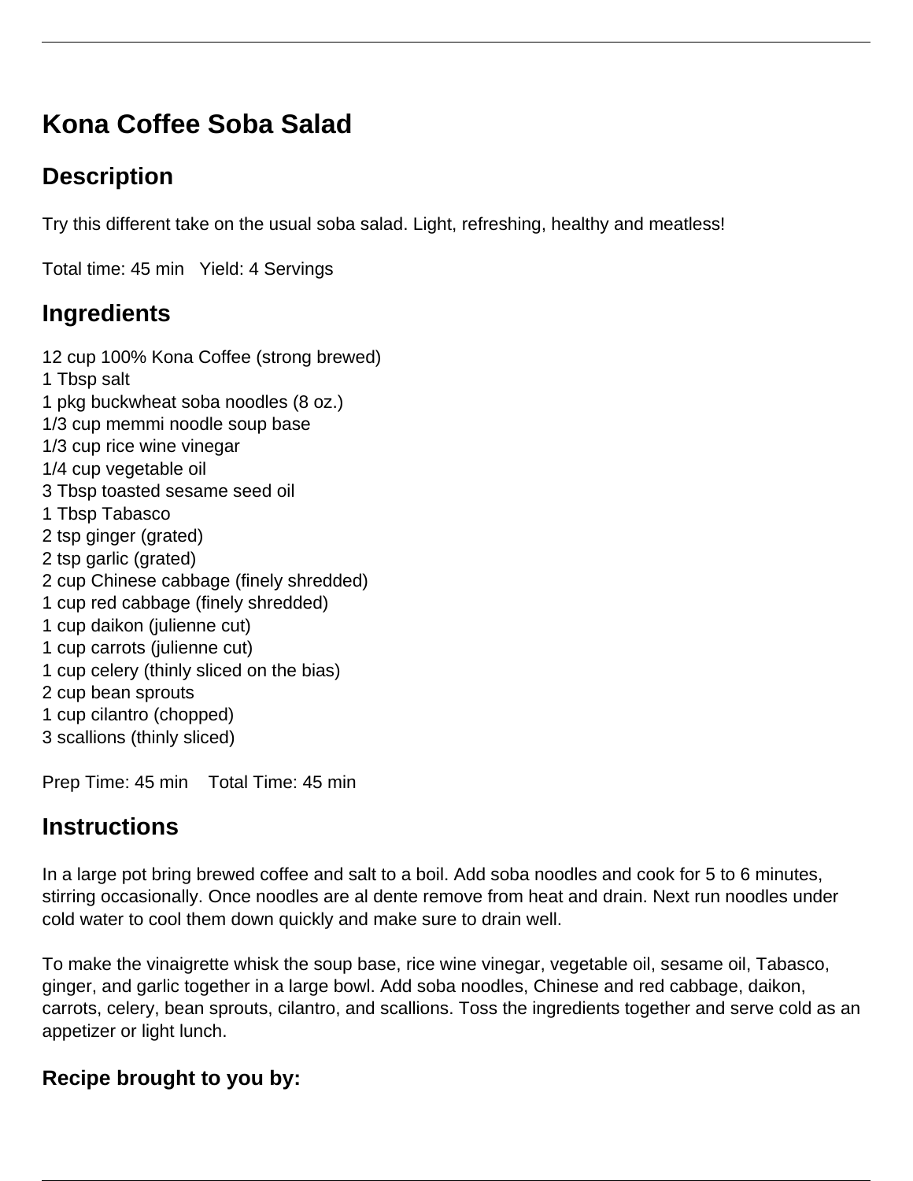# Kona Coffee Soba Salad

## Description

Try this different take on the usual soba salad. Light, refreshing, healthy and meatless!

Total time: 45 min   Yield: 4 Servings

## Ingredients

12 cup 100% Kona Coffee (strong brewed)
1 Tbsp salt
1 pkg buckwheat soba noodles (8 oz.)
1/3 cup memmi noodle soup base
1/3 cup rice wine vinegar
1/4 cup vegetable oil
3 Tbsp toasted sesame seed oil
1 Tbsp Tabasco
2 tsp ginger (grated)
2 tsp garlic (grated)
2 cup Chinese cabbage (finely shredded)
1 cup red cabbage (finely shredded)
1 cup daikon (julienne cut)
1 cup carrots (julienne cut)
1 cup celery (thinly sliced on the bias)
2 cup bean sprouts
1 cup cilantro (chopped)
3 scallions (thinly sliced)

Prep Time: 45 min   Total Time: 45 min

## Instructions

In a large pot bring brewed coffee and salt to a boil. Add soba noodles and cook for 5 to 6 minutes, stirring occasionally. Once noodles are al dente remove from heat and drain. Next run noodles under cold water to cool them down quickly and make sure to drain well.

To make the vinaigrette whisk the soup base, rice wine vinegar, vegetable oil, sesame oil, Tabasco, ginger, and garlic together in a large bowl. Add soba noodles, Chinese and red cabbage, daikon, carrots, celery, bean sprouts, cilantro, and scallions. Toss the ingredients together and serve cold as an appetizer or light lunch.

### Recipe brought to you by: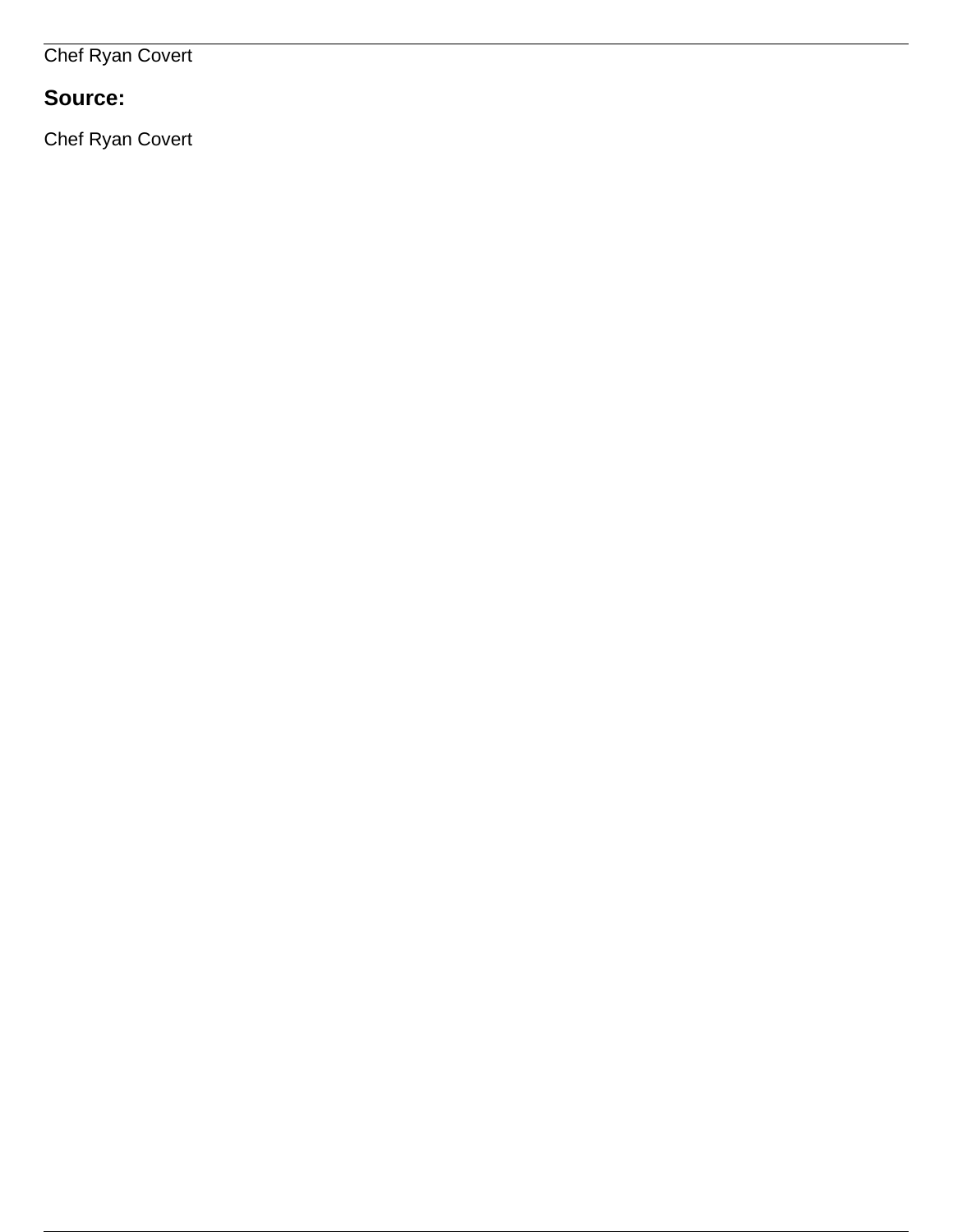Chef Ryan Covert

## Source:

Chef Ryan Covert